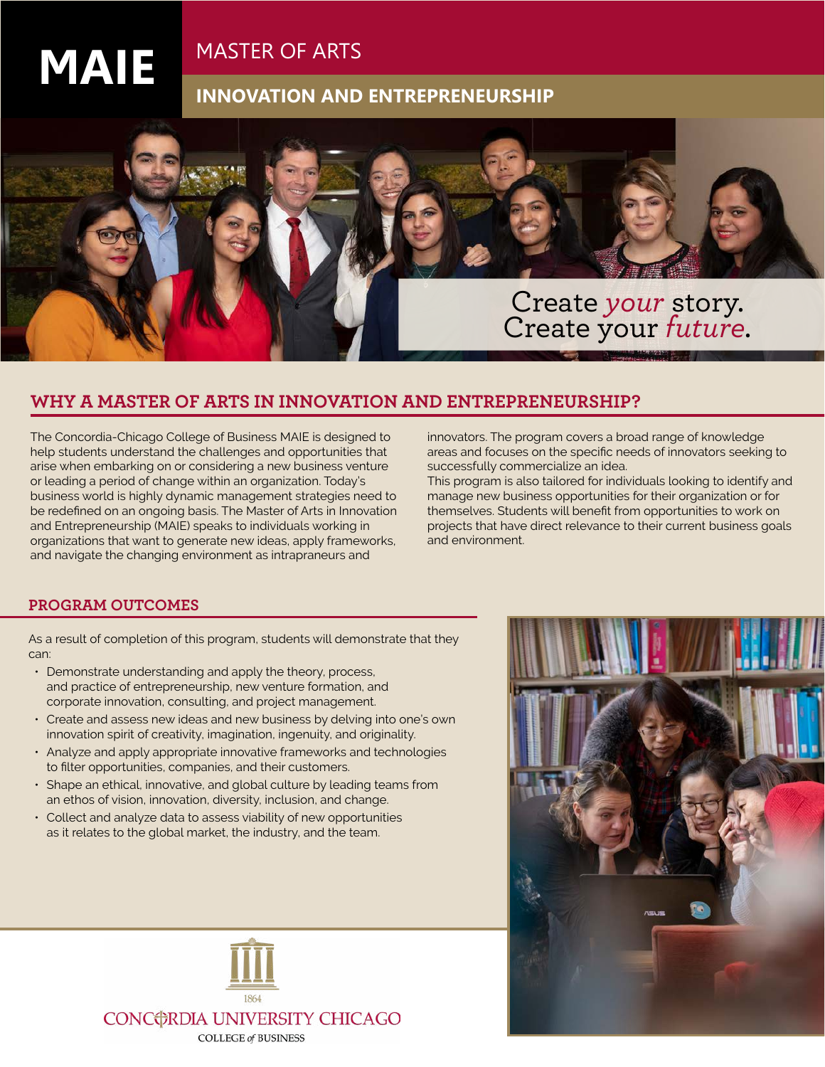# MAIE

## MASTER OF ARTS

## INNOVATION AND ENTREPRENEURSHIP

Create *your* story.
Create your *future*.

## WHY A MASTER OF ARTS IN INNOVATION AND ENTREPRENEURSHIP?

The Concordia-Chicago College of Business MAIE is designed to help students understand the challenges and opportunities that arise when embarking on or considering a new business venture or leading a period of change within an organization. Today's business world is highly dynamic management strategies need to be redefined on an ongoing basis. The Master of Arts in Innovation and Entrepreneurship (MAIE) speaks to individuals working in organizations that want to generate new ideas, apply frameworks, and navigate the changing environment as intrapraneurs and innovators. The program covers a broad range of knowledge areas and focuses on the specific needs of innovators seeking to successfully commercialize an idea.

This program is also tailored for individuals looking to identify and manage new business opportunities for their organization or for themselves. Students will benefit from opportunities to work on projects that have direct relevance to their current business goals and environment.

## PROGRAM OUTCOMES

As a result of completion of this program, students will demonstrate that they can:

- Demonstrate understanding and apply the theory, process, and practice of entrepreneurship, new venture formation, and corporate innovation, consulting, and project management.
- Create and assess new ideas and new business by delving into one's own innovation spirit of creativity, imagination, ingenuity, and originality.
- Analyze and apply appropriate innovative frameworks and technologies to filter opportunities, companies, and their customers.
- Shape an ethical, innovative, and global culture by leading teams from an ethos of vision, innovation, diversity, inclusion, and change.
- Collect and analyze data to assess viability of new opportunities as it relates to the global market, the industry, and the team.

1864
CONCORDIA UNIVERSITY CHICAGO
COLLEGE *of* BUSINESS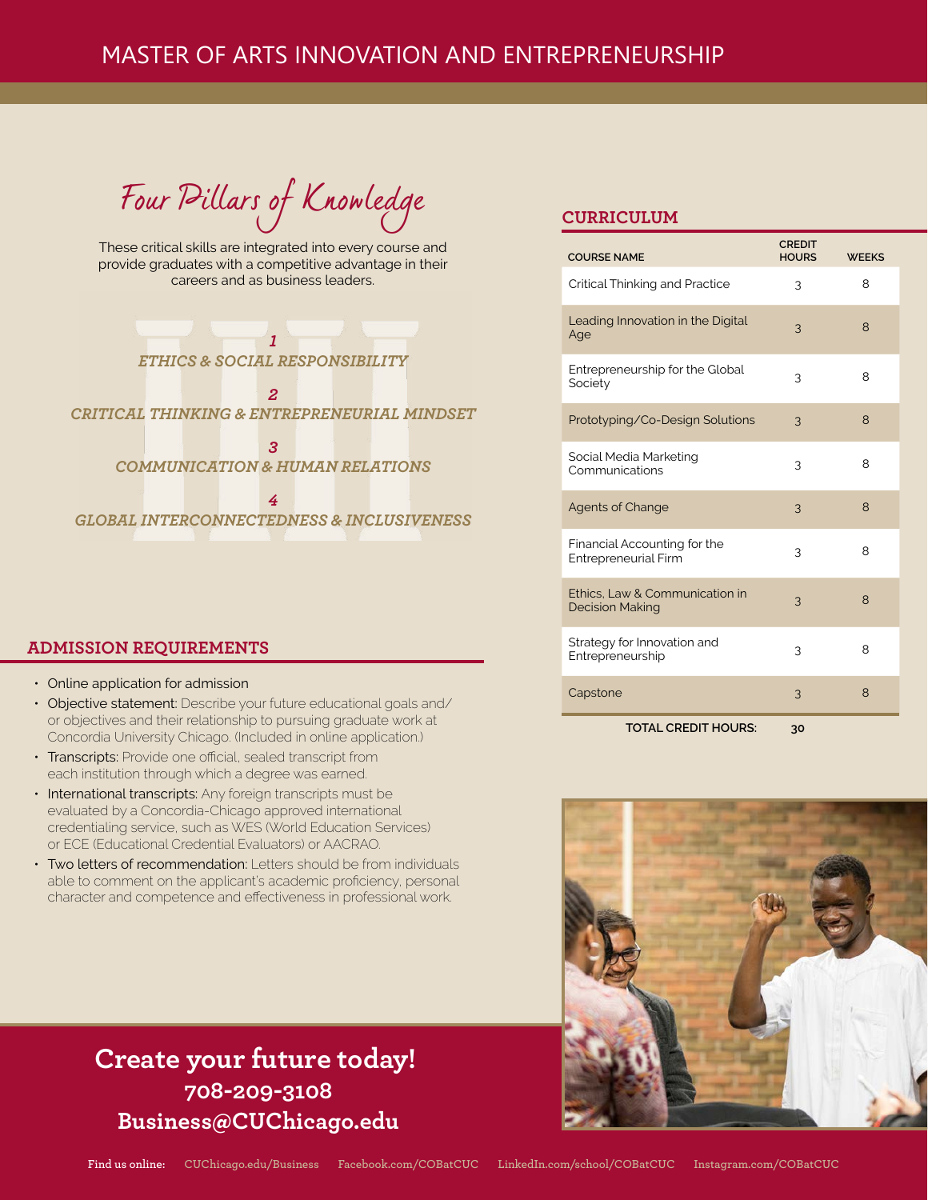# MASTER OF ARTS INNOVATION AND ENTREPRENEURSHIP

## Four Pillars of Knowledge

These critical skills are integrated into every course and provide graduates with a competitive advantage in their careers and as business leaders.

*1*
*ETHICS & SOCIAL RESPONSIBILITY*

*2*
*CRITICAL THINKING & ENTREPRENEURIAL MINDSET*

*3*
*COMMUNICATION & HUMAN RELATIONS*

*4*
*GLOBAL INTERCONNECTEDNESS & INCLUSIVENESS*

## CURRICULUM

| COURSE NAME | CREDIT HOURS | WEEKS |
| --- | --- | --- |
| Critical Thinking and Practice | 3 | 8 |
| Leading Innovation in the Digital Age | 3 | 8 |
| Entrepreneurship for the Global Society | 3 | 8 |
| Prototyping/Co-Design Solutions | 3 | 8 |
| Social Media Marketing Communications | 3 | 8 |
| Agents of Change | 3 | 8 |
| Financial Accounting for the Entrepreneurial Firm | 3 | 8 |
| Ethics, Law & Communication in Decision Making | 3 | 8 |
| Strategy for Innovation and Entrepreneurship | 3 | 8 |
| Capstone | 3 | 8 |
| **TOTAL CREDIT HOURS:** | **30** | |

## ADMISSION REQUIREMENTS

- Online application for admission
- Objective statement: Describe your future educational goals and/or objectives and their relationship to pursuing graduate work at Concordia University Chicago. (Included in online application.)
- Transcripts: Provide one official, sealed transcript from each institution through which a degree was earned.
- International transcripts: Any foreign transcripts must be evaluated by a Concordia-Chicago approved international credentialing service, such as WES (World Education Services) or ECE (Educational Credential Evaluators) or AACRAO.
- Two letters of recommendation: Letters should be from individuals able to comment on the applicant's academic proficiency, personal character and competence and effectiveness in professional work.

**Create your future today!**
**708-209-3108**
**Business@CUChicago.edu**

Find us online: CUChicago.edu/Business Facebook.com/COBatCUC LinkedIn.com/school/COBatCUC Instagram.com/COBatCUC